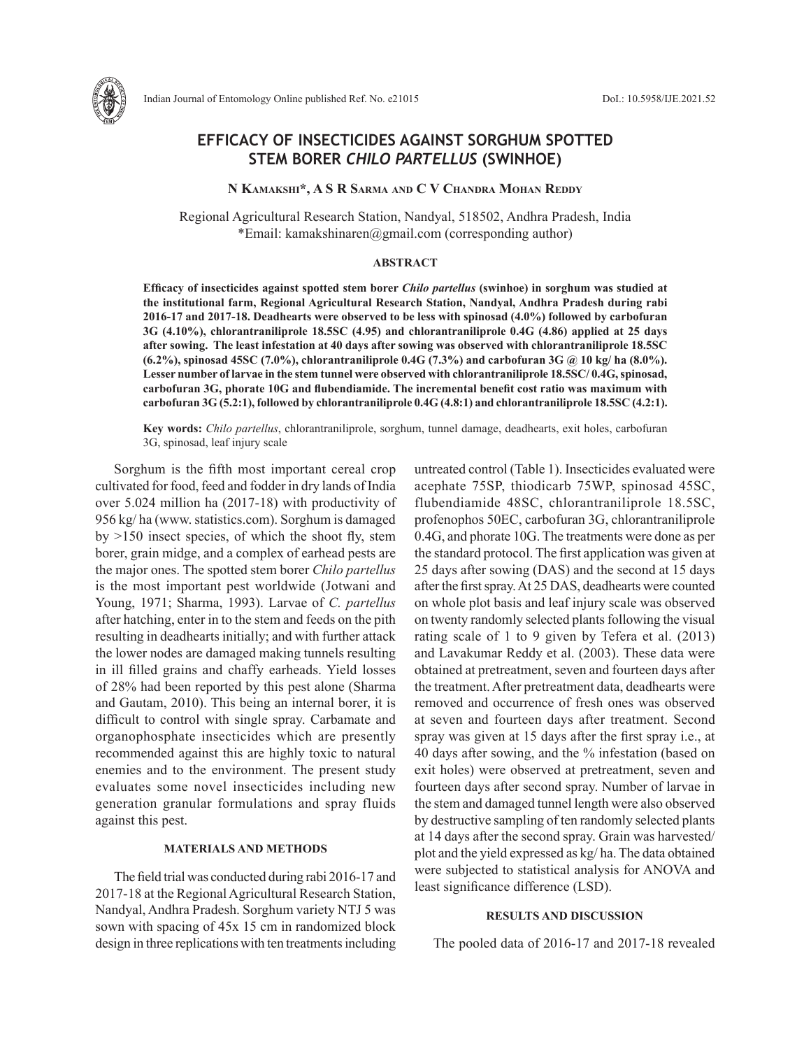# EFFICACY OF INSECTICIDES AGAINST SORGHUM SPOTTED STEM BORER *CHILO PARTELLUS* (SWINHOE)

**N Kamakshi\*, A S R Sarma and C V Chandra Mohan Reddy**

Regional Agricultural Research Station, Nandyal, 518502, Andhra Pradesh, India
\*Email: kamakshinaren@gmail.com (corresponding author)

### ABSTRACT

**Efficacy of insecticides against spotted stem borer *Chilo partellus* (swinhoe) in sorghum was studied at the institutional farm, Regional Agricultural Research Station, Nandyal, Andhra Pradesh during rabi 2016-17 and 2017-18. Deadhearts were observed to be less with spinosad (4.0%) followed by carbofuran 3G (4.10%), chlorantraniliprole 18.5SC (4.95) and chlorantraniliprole 0.4G (4.86) applied at 25 days after sowing. The least infestation at 40 days after sowing was observed with chlorantraniliprole 18.5SC (6.2%), spinosad 45SC (7.0%), chlorantraniliprole 0.4G (7.3%) and carbofuran 3G @ 10 kg/ ha (8.0%). Lesser number of larvae in the stem tunnel were observed with chlorantraniliprole 18.5SC/ 0.4G, spinosad, carbofuran 3G, phorate 10G and flubendiamide. The incremental benefit cost ratio was maximum with carbofuran 3G (5.2:1), followed by chlorantraniliprole 0.4G (4.8:1) and chlorantraniliprole 18.5SC (4.2:1).**

**Key words:** *Chilo partellus*, chlorantraniliprole, sorghum, tunnel damage, deadhearts, exit holes, carbofuran 3G, spinosad, leaf injury scale

Sorghum is the fifth most important cereal crop cultivated for food, feed and fodder in dry lands of India over 5.024 million ha (2017-18) with productivity of 956 kg/ ha (www. statistics.com). Sorghum is damaged by >150 insect species, of which the shoot fly, stem borer, grain midge, and a complex of earhead pests are the major ones. The spotted stem borer *Chilo partellus* is the most important pest worldwide (Jotwani and Young, 1971; Sharma, 1993). Larvae of *C. partellus* after hatching, enter in to the stem and feeds on the pith resulting in deadhearts initially; and with further attack the lower nodes are damaged making tunnels resulting in ill filled grains and chaffy earheads. Yield losses of 28% had been reported by this pest alone (Sharma and Gautam, 2010). This being an internal borer, it is difficult to control with single spray. Carbamate and organophosphate insecticides which are presently recommended against this are highly toxic to natural enemies and to the environment. The present study evaluates some novel insecticides including new generation granular formulations and spray fluids against this pest.

### MATERIALS AND METHODS

The field trial was conducted during rabi 2016-17 and 2017-18 at the Regional Agricultural Research Station, Nandyal, Andhra Pradesh. Sorghum variety NTJ 5 was sown with spacing of 45x 15 cm in randomized block design in three replications with ten treatments including untreated control (Table 1). Insecticides evaluated were acephate 75SP, thiodicarb 75WP, spinosad 45SC, flubendiamide 48SC, chlorantraniliprole 18.5SC, profenophos 50EC, carbofuran 3G, chlorantraniliprole 0.4G, and phorate 10G. The treatments were done as per the standard protocol. The first application was given at 25 days after sowing (DAS) and the second at 15 days after the first spray. At 25 DAS, deadhearts were counted on whole plot basis and leaf injury scale was observed on twenty randomly selected plants following the visual rating scale of 1 to 9 given by Tefera et al. (2013) and Lavakumar Reddy et al. (2003). These data were obtained at pretreatment, seven and fourteen days after the treatment. After pretreatment data, deadhearts were removed and occurrence of fresh ones was observed at seven and fourteen days after treatment. Second spray was given at 15 days after the first spray i.e., at 40 days after sowing, and the % infestation (based on exit holes) were observed at pretreatment, seven and fourteen days after second spray. Number of larvae in the stem and damaged tunnel length were also observed by destructive sampling of ten randomly selected plants at 14 days after the second spray. Grain was harvested/ plot and the yield expressed as kg/ ha. The data obtained were subjected to statistical analysis for ANOVA and least significance difference (LSD).

### RESULTS AND DISCUSSION

The pooled data of 2016-17 and 2017-18 revealed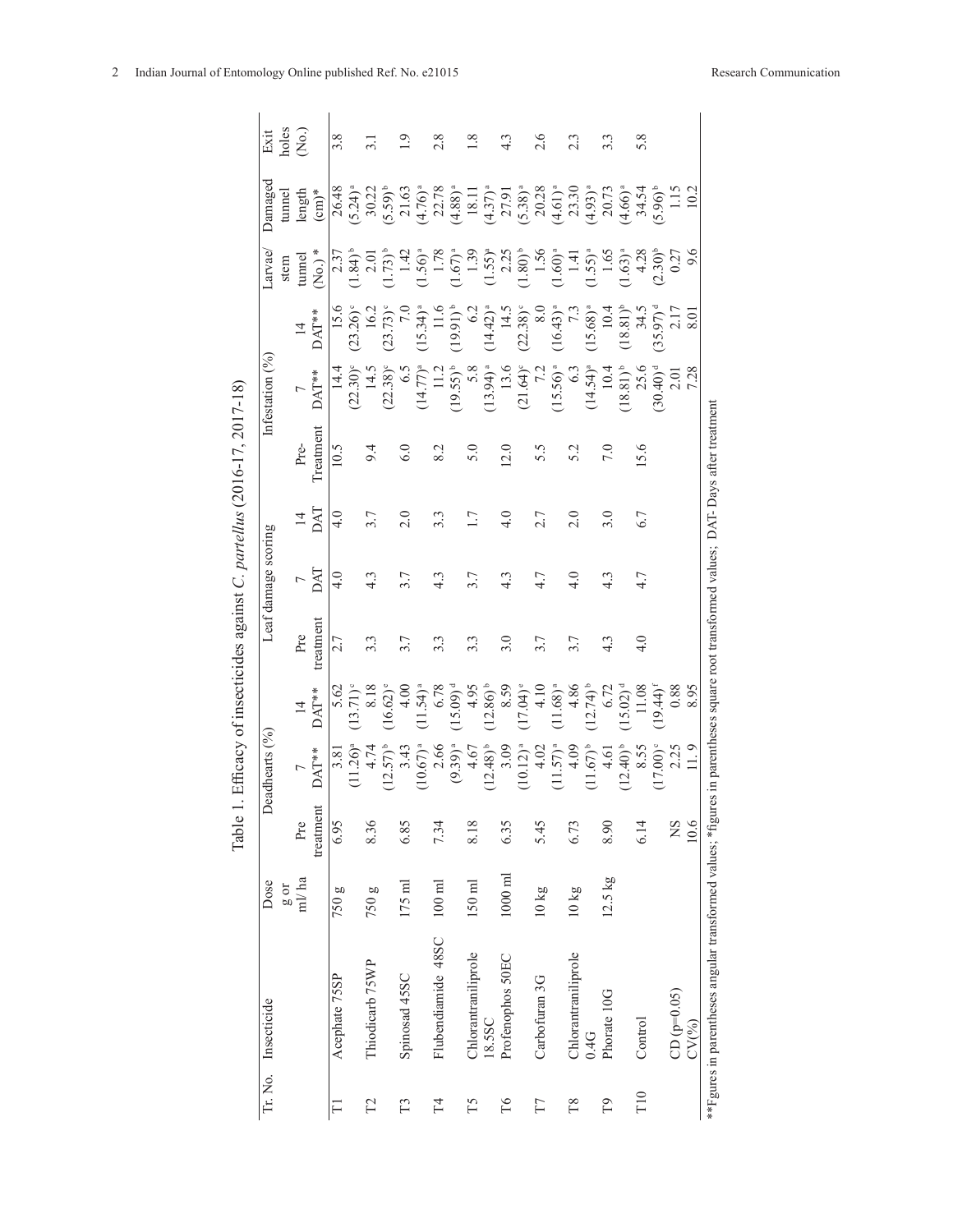Table 1. Efficacy of insecticides against *C. partellus* (2016-17, 2017-18)

| Tr. No. | Insecticide | Dose g or ml/ ha | Deadhearts (%) | | | Leaf damage scoring | | | Infestation (%) | | | Larvae/ stem tunnel (No.) * | Damaged tunnel length (cm)* | Exit holes (No.) |
|---|---|---|---|---|---|---|---|---|---|---|---|---|---|---|
| | | | Pre treatment | 7 DAT** | 14 DAT** | Pre treatment | 7 DAT | 14 DAT | Pre-Treatment | 7 DAT** | 14 DAT** | | | |
| T1 | Acephate 75SP | 750 g | 6.95 | 3.81 (11.26)[a] | 5.62 (13.71)[c] | 2.7 | 4.0 | 4.0 | 10.5 | 14.4 (22.30)[c] | 15.6 (23.26)[c] | 2.37 (1.84)[b] | 26.48 (5.24)[a] | 3.8 |
| T2 | Thiodicarb 75WP | 750 g | 8.36 | 4.74 (12.57)[b] | 8.18 (16.62)[e] | 3.3 | 4.3 | 3.7 | 9.4 | 14.5 (22.38)[c] | 16.2 (23.73)[c] | 2.01 (1.73)[b] | 30.22 (5.59)[b] | 3.1 |
| T3 | Spinosad 45SC | 175 ml | 6.85 | 3.43 (10.67)[a] | 4.00 (11.54)[a] | 3.7 | 3.7 | 2.0 | 6.0 | 6.5 (14.77)[a] | 7.0 (15.34)[a] | 1.42 (1.56)[a] | 21.63 (4.76)[a] | 1.9 |
| T4 | Flubendiamide 48SC | 100 ml | 7.34 | 2.66 (9.39)[a] | 6.78 (15.09)[d] | 3.3 | 4.3 | 3.3 | 8.2 | 11.2 (19.55)[b] | 11.6 (19.91)[b] | 1.78 (1.67)[a] | 22.78 (4.88)[a] | 2.8 |
| T5 | Chlorantraniliprole 18.5SC | 150 ml | 8.18 | 4.67 (12.48)[b] | 4.95 (12.86)[b] | 3.3 | 3.7 | 1.7 | 5.0 | 5.8 (13.94)[a] | 6.2 (14.42)[a] | 1.39 (1.55)[a] | 18.11 (4.37)[a] | 1.8 |
| T6 | Profenophos 50EC | 1000 ml | 6.35 | 3.09 (10.12)[a] | 8.59 (17.04)[e] | 3.0 | 4.3 | 4.0 | 12.0 | 13.6 (21.64)[c] | 14.5 (22.38)[c] | 2.25 (1.80)[b] | 27.91 (5.38)[a] | 4.3 |
| T7 | Carbofuran 3G | 10 kg | 5.45 | 4.02 (11.57)[a] | 4.10 (11.68)[a] | 3.7 | 4.7 | 2.7 | 5.5 | 7.2 (15.56)[a] | 8.0 (16.43)[a] | 1.56 (1.60)[a] | 20.28 (4.61)[a] | 2.6 |
| T8 | Chlorantraniliprole 0.4G | 10 kg | 6.73 | 4.09 (11.67)[b] | 4.86 (12.74)[b] | 3.7 | 4.0 | 2.0 | 5.2 | 6.3 (14.54)[a] | 7.3 (15.68)[a] | 1.41 (1.55)[a] | 23.30 (4.93)[a] | 2.3 |
| T9 | Phorate 10G | 12.5 kg | 8.90 | 4.61 (12.40)[b] | 6.72 (15.02)[d] | 4.3 | 4.3 | 3.0 | 7.0 | 10.4 (18.81)[b] | 10.4 (18.81)[b] | 1.65 (1.63)[a] | 20.73 (4.66)[a] | 3.3 |
| T10 | Control | | 6.14 | 8.55 (17.00)[c] | 11.08 (19.44)[f] | 4.0 | 4.7 | 6.7 | 15.6 | 25.6 (30.40)[d] | 34.5 (35.97)[d] | 4.28 (2.30)[b] | 34.54 (5.96)[b] | 5.8 |
| | CD (p=0.05) | | NS | 2.25 | 0.88 | | | | | 2.01 | 2.17 | 0.27 | 1.15 | |
| | CV(%) | | 10.6 | 11. 9 | 8.95 | | | | | 7.28 | 8.01 | 9.6 | 10.2 | |

**Figures in parentheses angular transformed values; *figures in parentheses square root transformed values; DAT- Days after treatment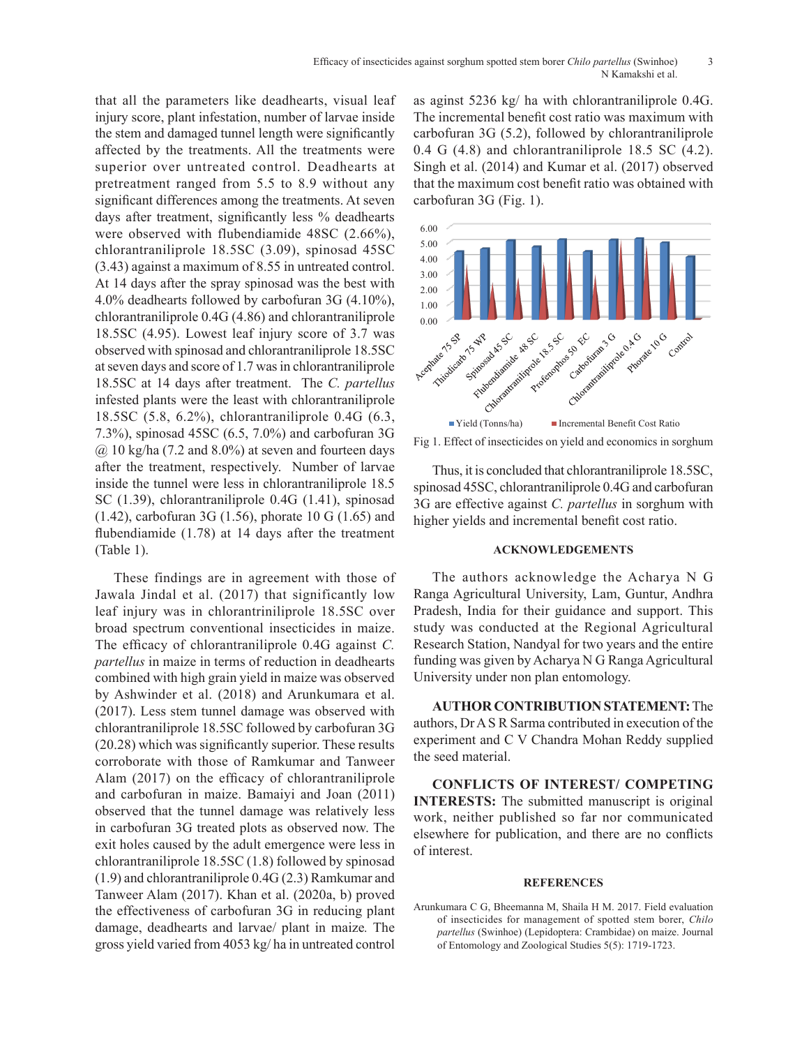that all the parameters like deadhearts, visual leaf injury score, plant infestation, number of larvae inside the stem and damaged tunnel length were significantly affected by the treatments. All the treatments were superior over untreated control. Deadhearts at pretreatment ranged from 5.5 to 8.9 without any significant differences among the treatments. At seven days after treatment, significantly less % deadhearts were observed with flubendiamide 48SC (2.66%), chlorantraniliprole 18.5SC (3.09), spinosad 45SC (3.43) against a maximum of 8.55 in untreated control. At 14 days after the spray spinosad was the best with 4.0% deadhearts followed by carbofuran 3G (4.10%), chlorantraniliprole 0.4G (4.86) and chlorantraniliprole 18.5SC (4.95). Lowest leaf injury score of 3.7 was observed with spinosad and chlorantraniliprole 18.5SC at seven days and score of 1.7 was in chlorantraniliprole 18.5SC at 14 days after treatment. The *C. partellus* infested plants were the least with chlorantraniliprole 18.5SC (5.8, 6.2%), chlorantraniliprole 0.4G (6.3, 7.3%), spinosad 45SC (6.5, 7.0%) and carbofuran 3G @ 10 kg/ha (7.2 and 8.0%) at seven and fourteen days after the treatment, respectively. Number of larvae inside the tunnel were less in chlorantraniliprole 18.5 SC (1.39), chlorantraniliprole 0.4G (1.41), spinosad (1.42), carbofuran 3G (1.56), phorate 10 G (1.65) and flubendiamide (1.78) at 14 days after the treatment (Table 1).

These findings are in agreement with those of Jawala Jindal et al. (2017) that significantly low leaf injury was in chlorantriniliprole 18.5SC over broad spectrum conventional insecticides in maize. The efficacy of chlorantraniliprole 0.4G against *C. partellus* in maize in terms of reduction in deadhearts combined with high grain yield in maize was observed by Ashwinder et al. (2018) and Arunkumara et al. (2017). Less stem tunnel damage was observed with chlorantraniliprole 18.5SC followed by carbofuran 3G (20.28) which was significantly superior. These results corroborate with those of Ramkumar and Tanweer Alam (2017) on the efficacy of chlorantraniliprole and carbofuran in maize. Bamaiyi and Joan (2011) observed that the tunnel damage was relatively less in carbofuran 3G treated plots as observed now. The exit holes caused by the adult emergence were less in chlorantraniliprole 18.5SC (1.8) followed by spinosad (1.9) and chlorantraniliprole 0.4G (2.3) Ramkumar and Tanweer Alam (2017). Khan et al. (2020a, b) proved the effectiveness of carbofuran 3G in reducing plant damage, deadhearts and larvae/ plant in maize. The gross yield varied from 4053 kg/ ha in untreated control as aginst 5236 kg/ ha with chlorantraniliprole 0.4G. The incremental benefit cost ratio was maximum with carbofuran 3G (5.2), followed by chlorantraniliprole 0.4 G (4.8) and chlorantraniliprole 18.5 SC (4.2). Singh et al. (2014) and Kumar et al. (2017) observed that the maximum cost benefit ratio was obtained with carbofuran 3G (Fig. 1).

Fig 1. Effect of insecticides on yield and economics in sorghum

Thus, it is concluded that chlorantraniliprole 18.5SC, spinosad 45SC, chlorantraniliprole 0.4G and carbofuran 3G are effective against *C. partellus* in sorghum with higher yields and incremental benefit cost ratio.

## ACKNOWLEDGEMENTS

The authors acknowledge the Acharya N G Ranga Agricultural University, Lam, Guntur, Andhra Pradesh, India for their guidance and support. This study was conducted at the Regional Agricultural Research Station, Nandyal for two years and the entire funding was given by Acharya N G Ranga Agricultural University under non plan entomology.

**AUTHOR CONTRIBUTION STATEMENT:** The authors, Dr A S R Sarma contributed in execution of the experiment and C V Chandra Mohan Reddy supplied the seed material.

**CONFLICTS OF INTEREST/ COMPETING INTERESTS:** The submitted manuscript is original work, neither published so far nor communicated elsewhere for publication, and there are no conflicts of interest.

## REFERENCES

Arunkumara C G, Bheemanna M, Shaila H M. 2017. Field evaluation of insecticides for management of spotted stem borer, *Chilo partellus* (Swinhoe) (Lepidoptera: Crambidae) on maize. Journal of Entomology and Zoological Studies 5(5): 1719-1723.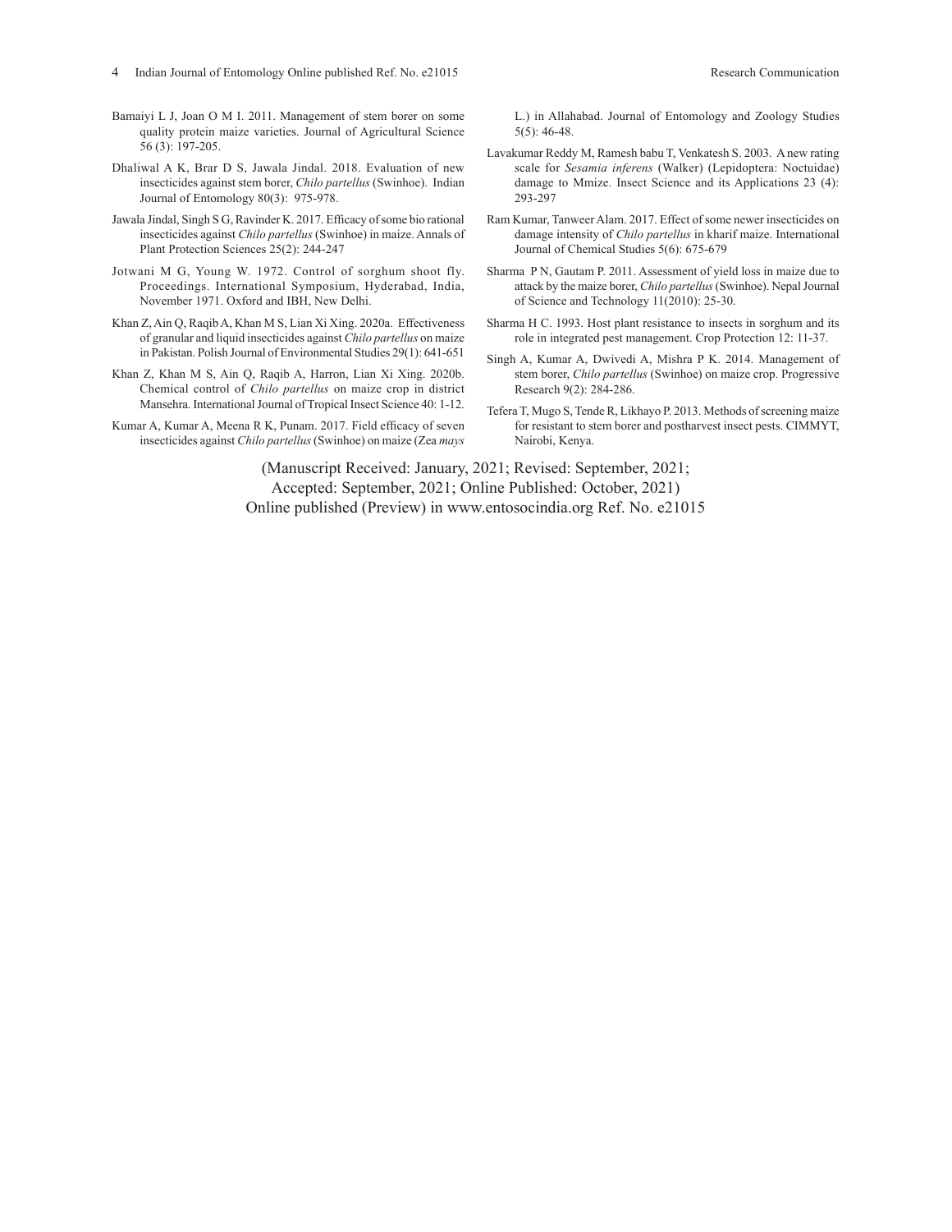Bamaiyi L J, Joan O M I. 2011. Management of stem borer on some quality protein maize varieties. Journal of Agricultural Science 56 (3): 197-205.

Dhaliwal A K, Brar D S, Jawala Jindal. 2018. Evaluation of new insecticides against stem borer, *Chilo partellus* (Swinhoe). Indian Journal of Entomology 80(3): 975-978.

Jawala Jindal, Singh S G, Ravinder K. 2017. Efficacy of some bio rational insecticides against *Chilo partellus* (Swinhoe) in maize. Annals of Plant Protection Sciences 25(2): 244-247

Jotwani M G, Young W. 1972. Control of sorghum shoot fly. Proceedings. International Symposium, Hyderabad, India, November 1971. Oxford and IBH, New Delhi.

Khan Z, Ain Q, Raqib A, Khan M S, Lian Xi Xing. 2020a. Effectiveness of granular and liquid insecticides against *Chilo partellus* on maize in Pakistan. Polish Journal of Environmental Studies 29(1): 641-651

Khan Z, Khan M S, Ain Q, Raqib A, Harron, Lian Xi Xing. 2020b. Chemical control of *Chilo partellus* on maize crop in district Mansehra. International Journal of Tropical Insect Science 40: 1-12.

Kumar A, Kumar A, Meena R K, Punam. 2017. Field efficacy of seven insecticides against *Chilo partellus* (Swinhoe) on maize (Zea *mays* L.) in Allahabad. Journal of Entomology and Zoology Studies 5(5): 46-48.

Lavakumar Reddy M, Ramesh babu T, Venkatesh S. 2003. A new rating scale for *Sesamia inferens* (Walker) (Lepidoptera: Noctuidae) damage to Mmize. Insect Science and its Applications 23 (4): 293-297

Ram Kumar, Tanweer Alam. 2017. Effect of some newer insecticides on damage intensity of *Chilo partellus* in kharif maize. International Journal of Chemical Studies 5(6): 675-679

Sharma P N, Gautam P. 2011. Assessment of yield loss in maize due to attack by the maize borer, *Chilo partellus* (Swinhoe). Nepal Journal of Science and Technology 11(2010): 25-30.

Sharma H C. 1993. Host plant resistance to insects in sorghum and its role in integrated pest management. Crop Protection 12: 11-37.

Singh A, Kumar A, Dwivedi A, Mishra P K. 2014. Management of stem borer, *Chilo partellus* (Swinhoe) on maize crop. Progressive Research 9(2): 284-286.

Tefera T, Mugo S, Tende R, Likhayo P. 2013. Methods of screening maize for resistant to stem borer and postharvest insect pests. CIMMYT, Nairobi, Kenya.

(Manuscript Received: January, 2021; Revised: September, 2021; Accepted: September, 2021; Online Published: October, 2021)
Online published (Preview) in www.entosocindia.org Ref. No. e21015